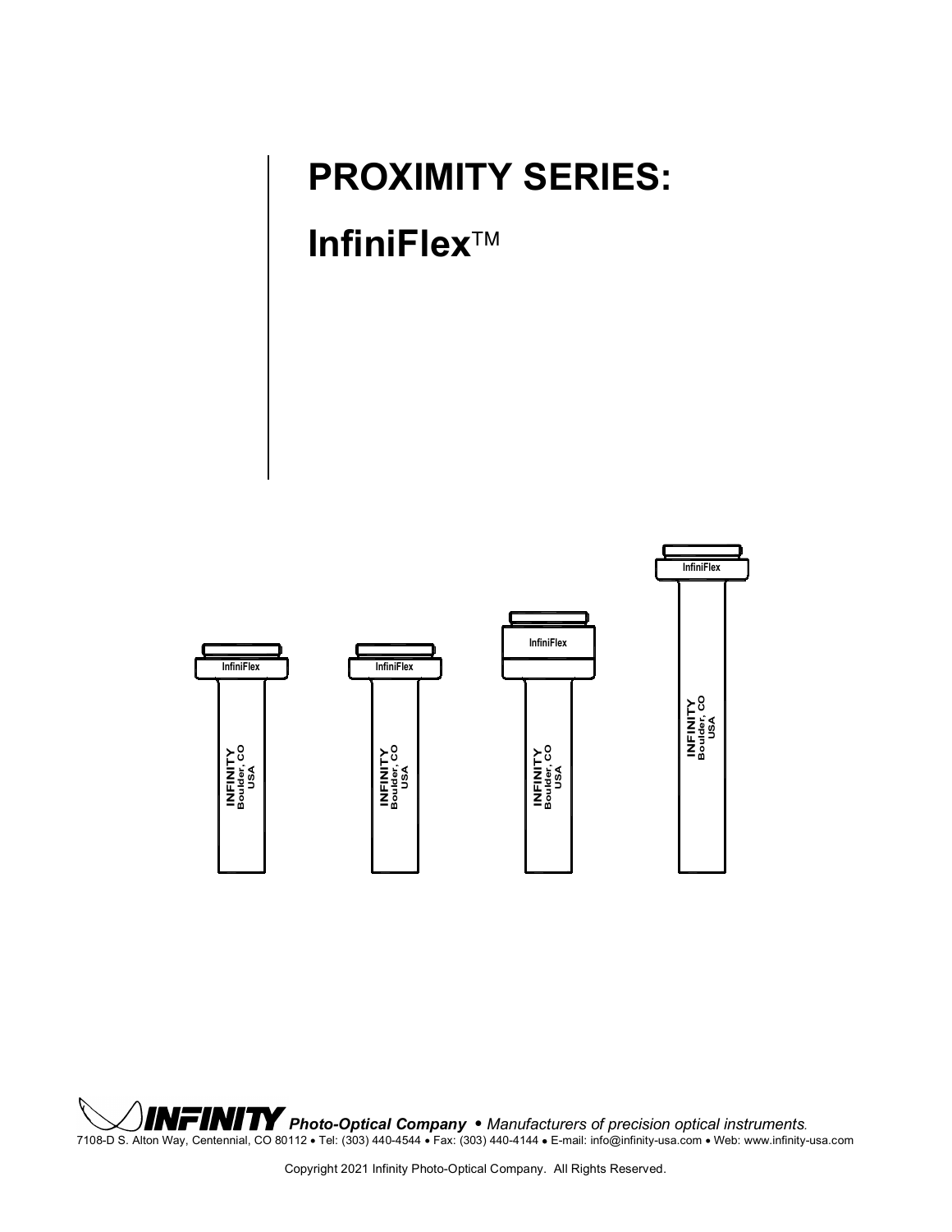# PROXIMITY SERIES:

## InfiniFlex™

InfiniFlex

INFINITY
Boulder, CO
USA

InfiniFlex

INFINITY
Boulder, CO
USA

InfiniFlex

INFINITY
Boulder, CO
USA

InfiniFlex

INFINITY
Boulder, CO
USA

**INFINITY** ***Photo-Optical Company*** • *Manufacturers of precision optical instruments.*
7108-D S. Alton Way, Centennial, CO 80112 • Tel: (303) 440-4544 • Fax: (303) 440-4144 • E-mail: info@infinity-usa.com • Web: www.infinity-usa.com

Copyright 2021 Infinity Photo-Optical Company. All Rights Reserved.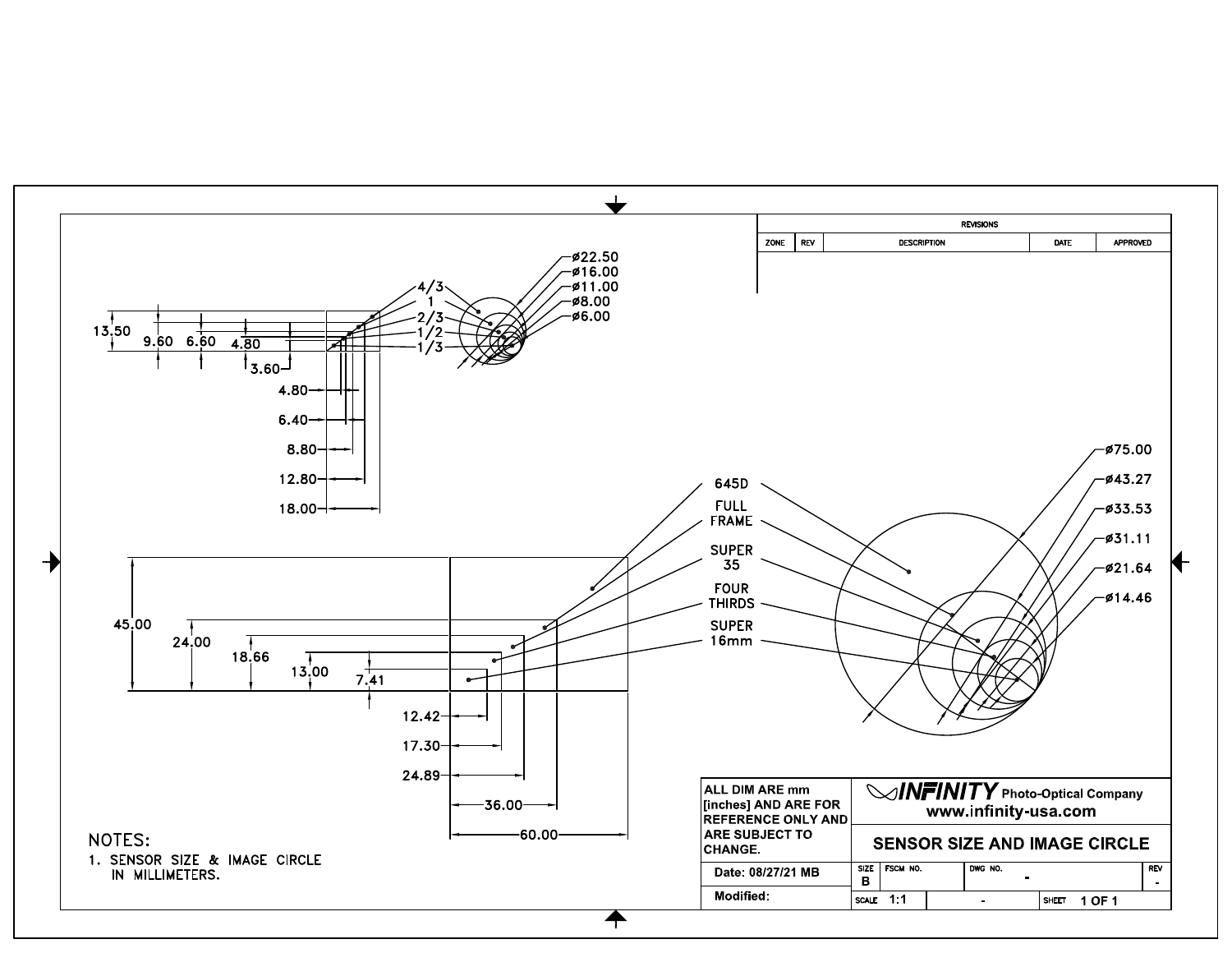| REVISIONS | | | | |
|---|---|---|---|---|
| ZONE | REV | DESCRIPTION | DATE | APPROVED |
| | | | | |

4/3, 1, 2/3, 1/2, 1/3

ø22.50, ø16.00, ø11.00, ø8.00, ø6.00

13.50, 9.60, 6.60, 4.80, 3.60

4.80, 6.40, 8.80, 12.80, 18.00

645D, FULL FRAME, SUPER 35, FOUR THIRDS, SUPER 16mm

ø75.00, ø43.27, ø33.53, ø31.11, ø21.64, ø14.46

45.00, 24.00, 18.66, 13.00, 7.41

12.42, 17.30, 24.89, 36.00, 60.00

NOTES:

1. SENSOR SIZE & IMAGE CIRCLE IN MILLIMETERS.

| ALL DIM ARE mm [inches] AND ARE FOR REFERENCE ONLY AND ARE SUBJECT TO CHANGE. | INFINITY Photo-Optical Company www.infinity-usa.com | | | |
|---|---|---|---|---|
| | SENSOR SIZE AND IMAGE CIRCLE | | | |
| Date: 08/27/21 MB | SIZE B | FSCM NO. | DWG NO. - | REV - |
| Modified: | SCALE 1:1 | - | SHEET 1 OF 1 | |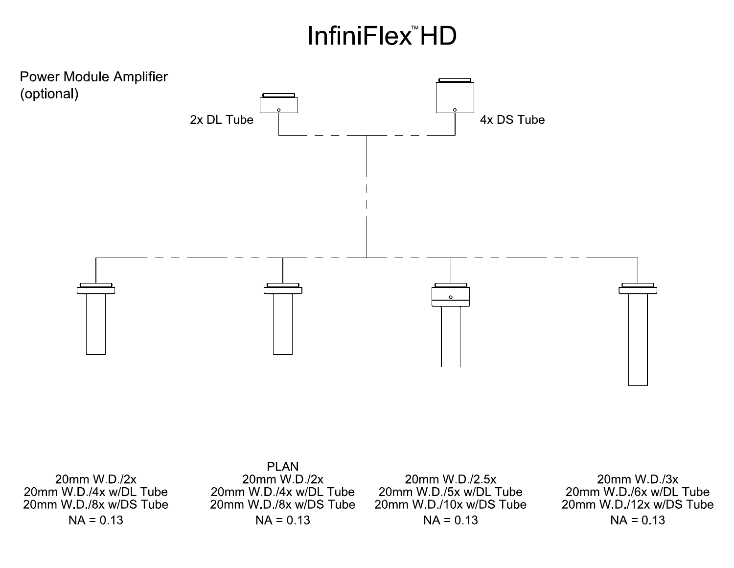# InfiniFlex™ HD

Power Module Amplifier
(optional)

2x DL Tube

4x DS Tube

20mm W.D./2x
20mm W.D./4x w/DL Tube
20mm W.D./8x w/DS Tube
NA = 0.13

PLAN
20mm W.D./2x
20mm W.D./4x w/DL Tube
20mm W.D./8x w/DS Tube
NA = 0.13

20mm W.D./2.5x
20mm W.D./5x w/DL Tube
20mm W.D./10x w/DS Tube
NA = 0.13

20mm W.D./3x
20mm W.D./6x w/DL Tube
20mm W.D./12x w/DS Tube
NA = 0.13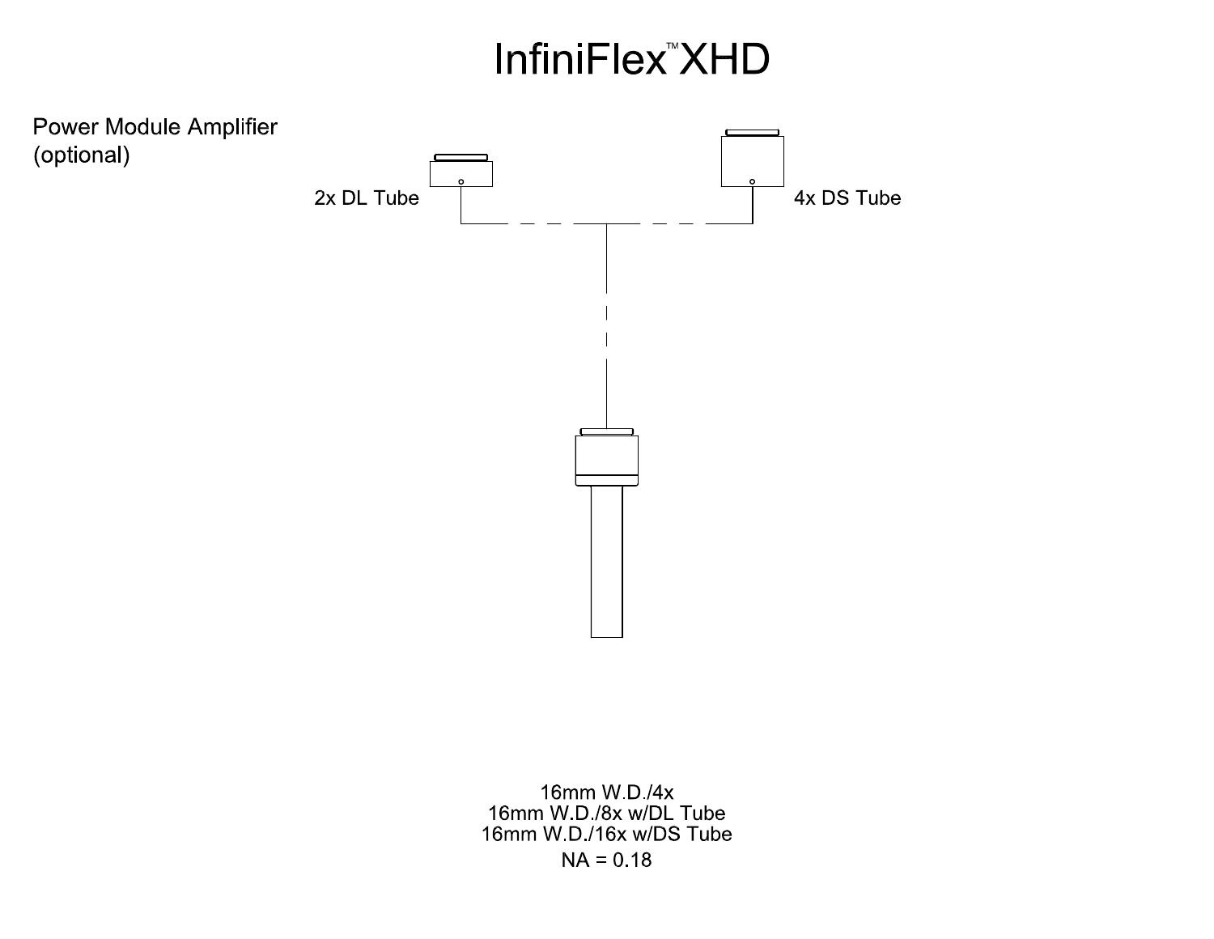# InfiniFlex™ XHD

Power Module Amplifier (optional)

2x DL Tube

4x DS Tube

16mm W.D./4x
16mm W.D./8x w/DL Tube
16mm W.D./16x w/DS Tube

NA = 0.18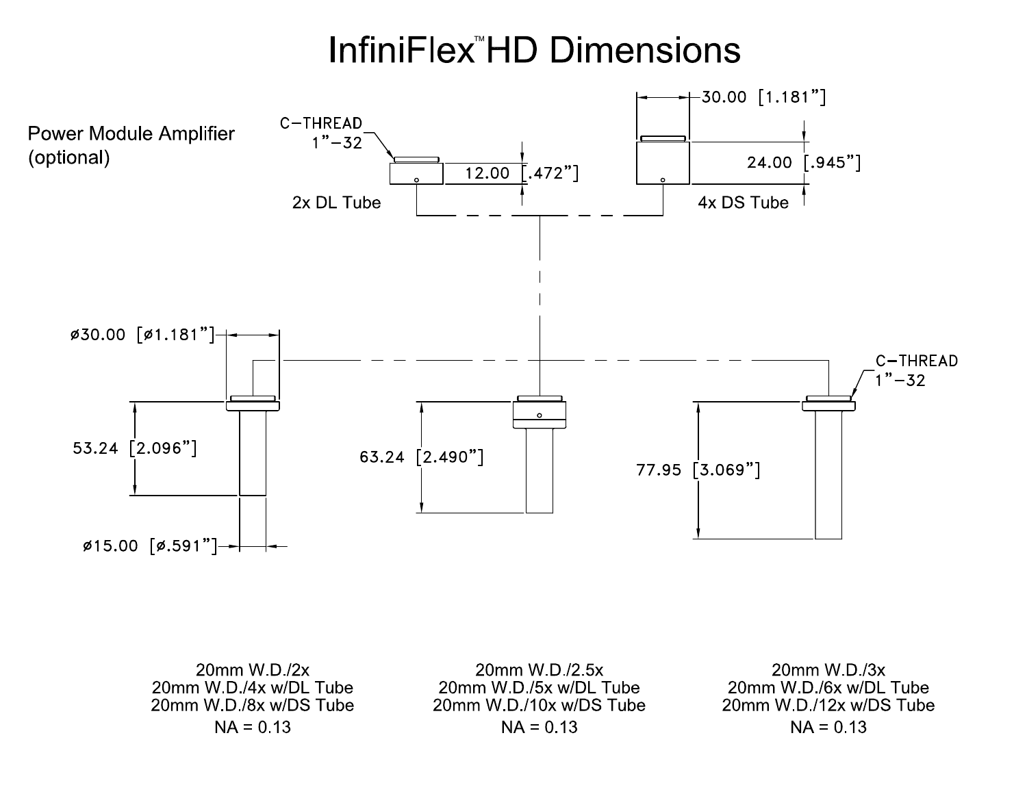# InfiniFlex™ HD Dimensions

Power Module Amplifier
(optional)

C–THREAD
1"–32

12.00 [.472"]

2x DL Tube

30.00 [1.181"]

24.00 [.945"]

4x DS Tube

ø30.00 [ø1.181"]

53.24 [2.096"]

ø15.00 [ø.591"]

63.24 [2.490"]

C–THREAD
1"–32

77.95 [3.069"]

20mm W.D./2x
20mm W.D./4x w/DL Tube
20mm W.D./8x w/DS Tube
NA = 0.13

20mm W.D./2.5x
20mm W.D./5x w/DL Tube
20mm W.D./10x w/DS Tube
NA = 0.13

20mm W.D./3x
20mm W.D./6x w/DL Tube
20mm W.D./12x w/DS Tube
NA = 0.13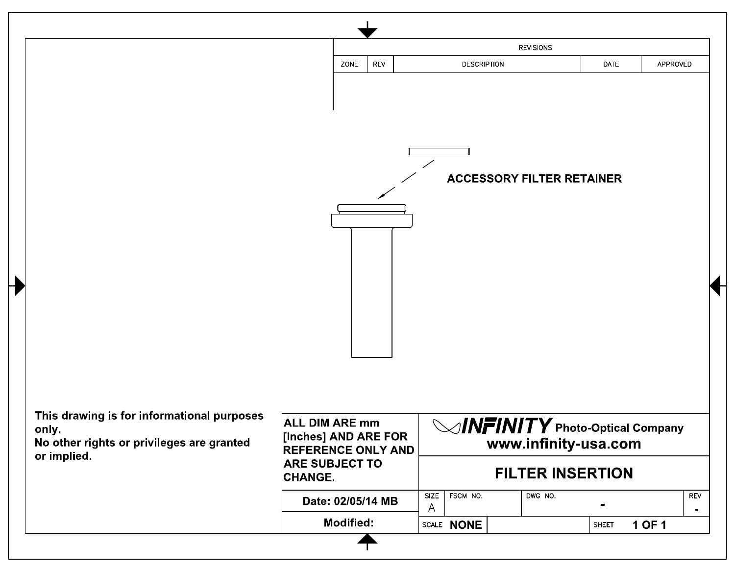## REVISIONS

| ZONE | REV | DESCRIPTION | DATE | APPROVED |
|---|---|---|---|---|
| | | | | |

**ACCESSORY FILTER RETAINER**

**This drawing is for informational purposes only.**
**No other rights or privileges are granted or implied.**

| | | | | |
|---|---|---|---|---|
| **ALL DIM ARE mm [inches] AND ARE FOR REFERENCE ONLY AND ARE SUBJECT TO CHANGE.** | **INFINITY Photo-Optical Company** **www.infinity-usa.com** | | | |
| | **FILTER INSERTION** | | | |
| **Date: 02/05/14 MB** | SIZE A | FSCM NO. | DWG NO. - | REV - |
| **Modified:** | SCALE **NONE** | | SHEET **1 OF 1** | |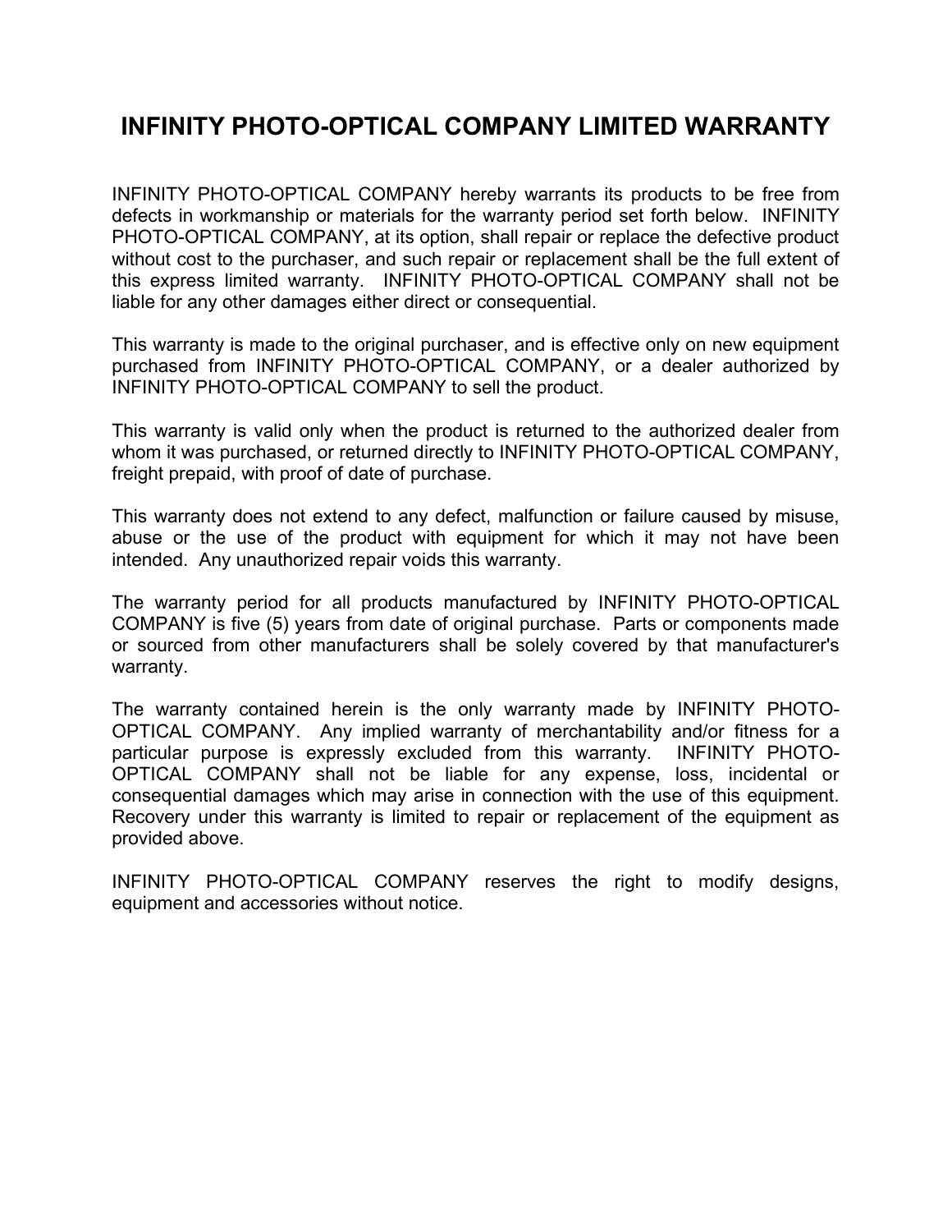# INFINITY PHOTO-OPTICAL COMPANY LIMITED WARRANTY

INFINITY PHOTO-OPTICAL COMPANY hereby warrants its products to be free from defects in workmanship or materials for the warranty period set forth below. INFINITY PHOTO-OPTICAL COMPANY, at its option, shall repair or replace the defective product without cost to the purchaser, and such repair or replacement shall be the full extent of this express limited warranty. INFINITY PHOTO-OPTICAL COMPANY shall not be liable for any other damages either direct or consequential.

This warranty is made to the original purchaser, and is effective only on new equipment purchased from INFINITY PHOTO-OPTICAL COMPANY, or a dealer authorized by INFINITY PHOTO-OPTICAL COMPANY to sell the product.

This warranty is valid only when the product is returned to the authorized dealer from whom it was purchased, or returned directly to INFINITY PHOTO-OPTICAL COMPANY, freight prepaid, with proof of date of purchase.

This warranty does not extend to any defect, malfunction or failure caused by misuse, abuse or the use of the product with equipment for which it may not have been intended. Any unauthorized repair voids this warranty.

The warranty period for all products manufactured by INFINITY PHOTO-OPTICAL COMPANY is five (5) years from date of original purchase. Parts or components made or sourced from other manufacturers shall be solely covered by that manufacturer's warranty.

The warranty contained herein is the only warranty made by INFINITY PHOTO-OPTICAL COMPANY. Any implied warranty of merchantability and/or fitness for a particular purpose is expressly excluded from this warranty. INFINITY PHOTO-OPTICAL COMPANY shall not be liable for any expense, loss, incidental or consequential damages which may arise in connection with the use of this equipment. Recovery under this warranty is limited to repair or replacement of the equipment as provided above.

INFINITY PHOTO-OPTICAL COMPANY reserves the right to modify designs, equipment and accessories without notice.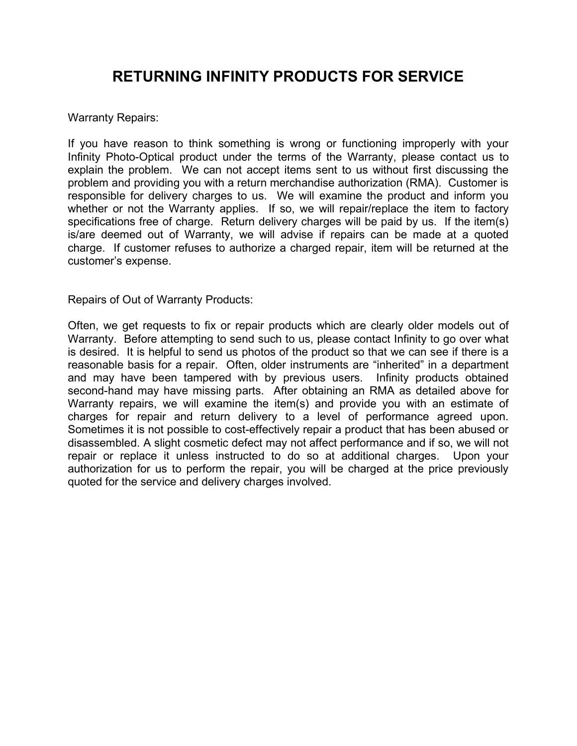# RETURNING INFINITY PRODUCTS FOR SERVICE

Warranty Repairs:

If you have reason to think something is wrong or functioning improperly with your Infinity Photo-Optical product under the terms of the Warranty, please contact us to explain the problem. We can not accept items sent to us without first discussing the problem and providing you with a return merchandise authorization (RMA). Customer is responsible for delivery charges to us. We will examine the product and inform you whether or not the Warranty applies. If so, we will repair/replace the item to factory specifications free of charge. Return delivery charges will be paid by us. If the item(s) is/are deemed out of Warranty, we will advise if repairs can be made at a quoted charge. If customer refuses to authorize a charged repair, item will be returned at the customer's expense.

Repairs of Out of Warranty Products:

Often, we get requests to fix or repair products which are clearly older models out of Warranty. Before attempting to send such to us, please contact Infinity to go over what is desired. It is helpful to send us photos of the product so that we can see if there is a reasonable basis for a repair. Often, older instruments are "inherited" in a department and may have been tampered with by previous users. Infinity products obtained second-hand may have missing parts. After obtaining an RMA as detailed above for Warranty repairs, we will examine the item(s) and provide you with an estimate of charges for repair and return delivery to a level of performance agreed upon. Sometimes it is not possible to cost-effectively repair a product that has been abused or disassembled. A slight cosmetic defect may not affect performance and if so, we will not repair or replace it unless instructed to do so at additional charges. Upon your authorization for us to perform the repair, you will be charged at the price previously quoted for the service and delivery charges involved.